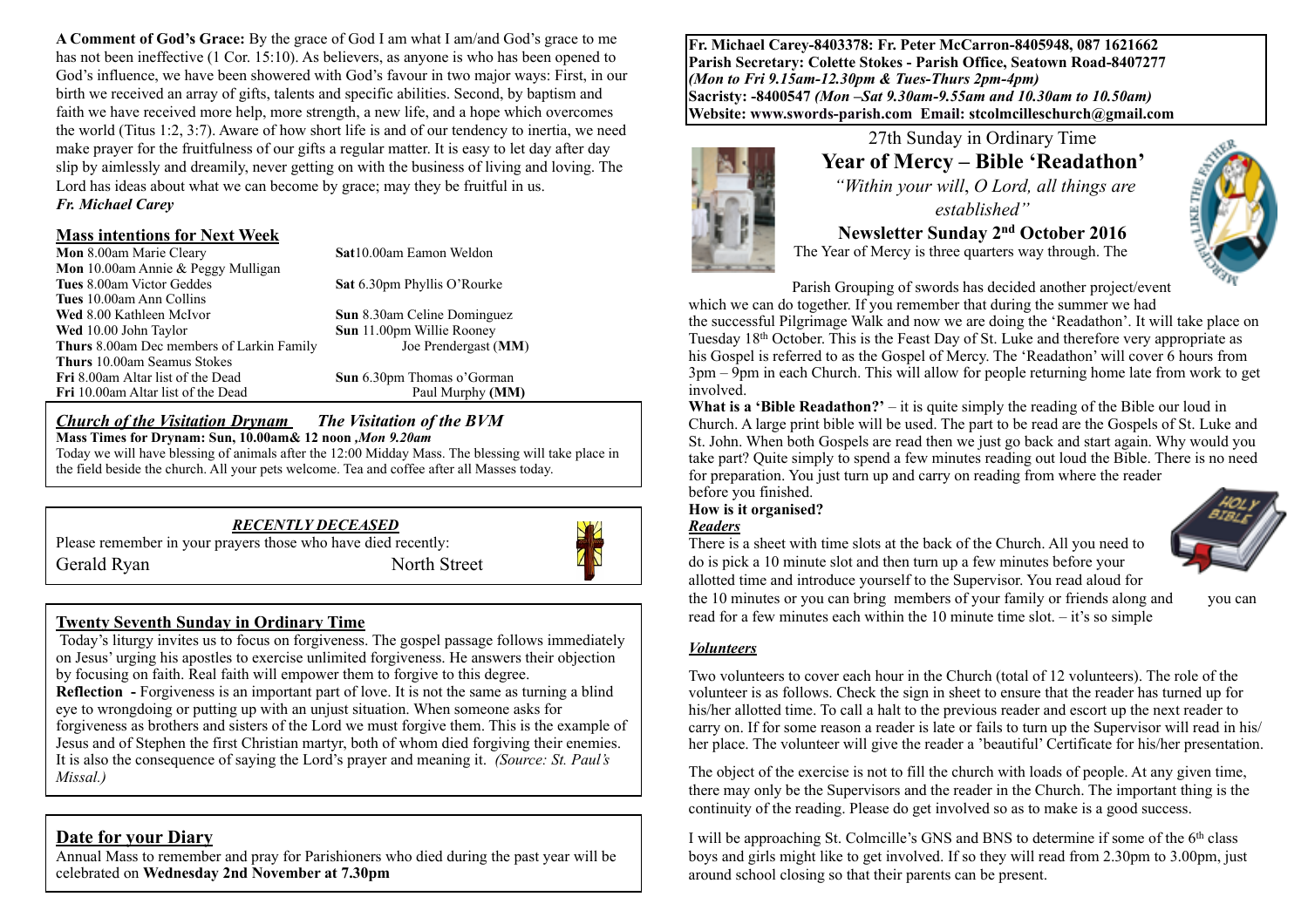**A Comment of God's Grace:** By the grace of God I am what I am/and God's grace to me has not been ineffective (1 Cor. 15:10). As believers, as anyone is who has been opened to God's influence, we have been showered with God's favour in two major ways: First, in our birth we received an array of gifts, talents and specific abilities. Second, by baptism and faith we have received more help, more strength, a new life, and a hope which overcomes the world (Titus 1:2, 3:7). Aware of how short life is and of our tendency to inertia, we need make prayer for the fruitfulness of our gifts a regular matter. It is easy to let day after day slip by aimlessly and dreamily, never getting on with the business of living and loving. The Lord has ideas about what we can become by grace; may they be fruitful in us.
***Fr. Michael Carey***

## Mass intentions for Next Week

| | |
|---|---|
| **Mon** 8.00am Marie Cleary | **Sat**10.00am Eamon Weldon |
| **Mon** 10.00am Annie & Peggy Mulligan | |
| **Tues** 8.00am Victor Geddes | **Sat** 6.30pm Phyllis O'Rourke |
| **Tues** 10.00am Ann Collins | |
| **Wed** 8.00 Kathleen McIvor | **Sun** 8.30am Celine Dominguez |
| **Wed** 10.00 John Taylor | **Sun** 11.00pm Willie Rooney |
| **Thurs** 8.00am Dec members of Larkin Family | Joe Prendergast (**MM**) |
| **Thurs** 10.00am Seamus Stokes | |
| **Fri** 8.00am Altar list of the Dead | **Sun** 6.30pm Thomas o'Gorman |
| **Fri** 10.00am Altar list of the Dead | Paul Murphy **(MM)** |

## *Church of the Visitation Drynam*     *The Visitation of the BVM*

**Mass Times for Drynam: Sun, 10.00am& 12 noon ,*Mon 9.20am***
Today we will have blessing of animals after the 12:00 Midday Mass. The blessing will take place in the field beside the church. All your pets welcome. Tea and coffee after all Masses today.

### *RECENTLY DECEASED*

Please remember in your prayers those who have died recently:
Gerald Ryan     North Street

## Twenty Seventh Sunday in Ordinary Time

Today's liturgy invites us to focus on forgiveness. The gospel passage follows immediately on Jesus' urging his apostles to exercise unlimited forgiveness. He answers their objection by focusing on faith. Real faith will empower them to forgive to this degree.
**Reflection -** Forgiveness is an important part of love. It is not the same as turning a blind eye to wrongdoing or putting up with an unjust situation. When someone asks for forgiveness as brothers and sisters of the Lord we must forgive them. This is the example of Jesus and of Stephen the first Christian martyr, both of whom died forgiving their enemies. It is also the consequence of saying the Lord's prayer and meaning it. *(Source: St. Paul's Missal.)*

## Date for your Diary

Annual Mass to remember and pray for Parishioners who died during the past year will be celebrated on **Wednesday 2nd November at 7.30pm**

**Fr. Michael Carey-8403378: Fr. Peter McCarron-8405948, 087 1621662**
**Parish Secretary: Colette Stokes - Parish Office, Seatown Road-8407277**
***(Mon to Fri 9.15am-12.30pm & Tues-Thurs 2pm-4pm)***
**Sacristy: -8400547** ***(Mon –Sat 9.30am-9.55am and 10.30am to 10.50am)***
**Website: www.swords-parish.com Email: stcolmcilleschurch@gmail.com**

27th Sunday in Ordinary Time

# Year of Mercy – Bible 'Readathon'

*"Within your will, O Lord, all things are established"*

**Newsletter Sunday 2nd October 2016**

The Year of Mercy is three quarters way through. The Parish Grouping of swords has decided another project/event which we can do together. If you remember that during the summer we had the successful Pilgrimage Walk and now we are doing the 'Readathon'. It will take place on Tuesday 18th October. This is the Feast Day of St. Luke and therefore very appropriate as his Gospel is referred to as the Gospel of Mercy. The 'Readathon' will cover 6 hours from 3pm – 9pm in each Church. This will allow for people returning home late from work to get involved.

**What is a 'Bible Readathon?'** – it is quite simply the reading of the Bible our loud in Church. A large print bible will be used. The part to be read are the Gospels of St. Luke and St. John. When both Gospels are read then we just go back and start again. Why would you take part? Quite simply to spend a few minutes reading out loud the Bible. There is no need for preparation. You just turn up and carry on reading from where the reader before you finished.

**How is it organised?**

***Readers***

There is a sheet with time slots at the back of the Church. All you need to do is pick a 10 minute slot and then turn up a few minutes before your allotted time and introduce yourself to the Supervisor. You read aloud for the 10 minutes or you can bring members of your family or friends along and you can read for a few minutes each within the 10 minute time slot. – it's so simple

***Volunteers***

Two volunteers to cover each hour in the Church (total of 12 volunteers). The role of the volunteer is as follows. Check the sign in sheet to ensure that the reader has turned up for his/her allotted time. To call a halt to the previous reader and escort up the next reader to carry on. If for some reason a reader is late or fails to turn up the Supervisor will read in his/her place. The volunteer will give the reader a 'beautiful' Certificate for his/her presentation.

The object of the exercise is not to fill the church with loads of people. At any given time, there may only be the Supervisors and the reader in the Church. The important thing is the continuity of the reading. Please do get involved so as to make is a good success.

I will be approaching St. Colmcille's GNS and BNS to determine if some of the 6th class boys and girls might like to get involved. If so they will read from 2.30pm to 3.00pm, just around school closing so that their parents can be present.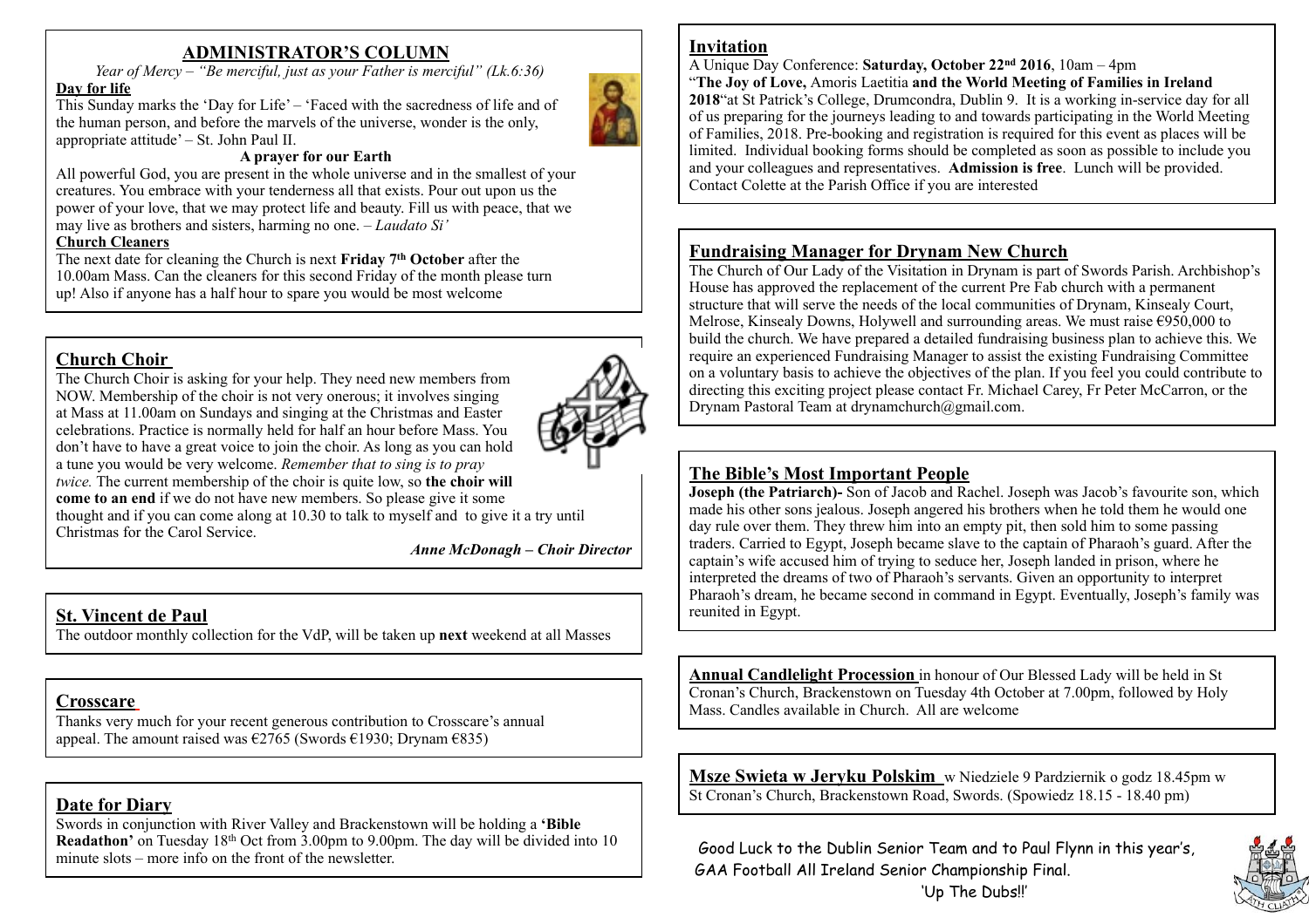## ADMINISTRATOR'S COLUMN

*Year of Mercy – "Be merciful, just as your Father is merciful" (Lk.6:36)*

**Day for life**

This Sunday marks the 'Day for Life' – 'Faced with the sacredness of life and of the human person, and before the marvels of the universe, wonder is the only, appropriate attitude' – St. John Paul II.

**A prayer for our Earth**

All powerful God, you are present in the whole universe and in the smallest of your creatures. You embrace with your tenderness all that exists. Pour out upon us the power of your love, that we may protect life and beauty. Fill us with peace, that we may live as brothers and sisters, harming no one. – *Laudato Si'*

**Church Cleaners**

The next date for cleaning the Church is next **Friday 7th October** after the 10.00am Mass. Can the cleaners for this second Friday of the month please turn up! Also if anyone has a half hour to spare you would be most welcome

## Church Choir

The Church Choir is asking for your help. They need new members from NOW. Membership of the choir is not very onerous; it involves singing at Mass at 11.00am on Sundays and singing at the Christmas and Easter celebrations. Practice is normally held for half an hour before Mass. You don't have to have a great voice to join the choir. As long as you can hold a tune you would be very welcome. *Remember that to sing is to pray twice.* The current membership of the choir is quite low, so **the choir will come to an end** if we do not have new members. So please give it some thought and if you can come along at 10.30 to talk to myself and to give it a try until Christmas for the Carol Service.

*Anne McDonagh – Choir Director*

## St. Vincent de Paul

The outdoor monthly collection for the VdP, will be taken up **next** weekend at all Masses

## Crosscare

Thanks very much for your recent generous contribution to Crosscare's annual appeal. The amount raised was €2765 (Swords €1930; Drynam €835)

## Date for Diary

Swords in conjunction with River Valley and Brackenstown will be holding a **'Bible Readathon'** on Tuesday 18th Oct from 3.00pm to 9.00pm. The day will be divided into 10 minute slots – more info on the front of the newsletter.

## Invitation

A Unique Day Conference: **Saturday, October 22nd 2016**, 10am – 4pm

"**The Joy of Love,** Amoris Laetitia **and the World Meeting of Families in Ireland 2018**"at St Patrick's College, Drumcondra, Dublin 9. It is a working in-service day for all of us preparing for the journeys leading to and towards participating in the World Meeting of Families, 2018. Pre-booking and registration is required for this event as places will be limited. Individual booking forms should be completed as soon as possible to include you and your colleagues and representatives. **Admission is free**. Lunch will be provided. Contact Colette at the Parish Office if you are interested

## Fundraising Manager for Drynam New Church

The Church of Our Lady of the Visitation in Drynam is part of Swords Parish. Archbishop's House has approved the replacement of the current Pre Fab church with a permanent structure that will serve the needs of the local communities of Drynam, Kinsealy Court, Melrose, Kinsealy Downs, Holywell and surrounding areas. We must raise €950,000 to build the church. We have prepared a detailed fundraising business plan to achieve this. We require an experienced Fundraising Manager to assist the existing Fundraising Committee on a voluntary basis to achieve the objectives of the plan. If you feel you could contribute to directing this exciting project please contact Fr. Michael Carey, Fr Peter McCarron, or the Drynam Pastoral Team at drynamchurch@gmail.com.

## The Bible's Most Important People

**Joseph (the Patriarch)-** Son of Jacob and Rachel. Joseph was Jacob's favourite son, which made his other sons jealous. Joseph angered his brothers when he told them he would one day rule over them. They threw him into an empty pit, then sold him to some passing traders. Carried to Egypt, Joseph became slave to the captain of Pharaoh's guard. After the captain's wife accused him of trying to seduce her, Joseph landed in prison, where he interpreted the dreams of two of Pharaoh's servants. Given an opportunity to interpret Pharaoh's dream, he became second in command in Egypt. Eventually, Joseph's family was reunited in Egypt.

**Annual Candlelight Procession** in honour of Our Blessed Lady will be held in St Cronan's Church, Brackenstown on Tuesday 4th October at 7.00pm, followed by Holy Mass. Candles available in Church. All are welcome

**Msze Swieta w Jeryku Polskim** w Niedziele 9 Pardziernik o godz 18.45pm w St Cronan's Church, Brackenstown Road, Swords. (Spowiedz 18.15 - 18.40 pm)

Good Luck to the Dublin Senior Team and to Paul Flynn in this year's, GAA Football All Ireland Senior Championship Final.

'Up The Dubs!!'